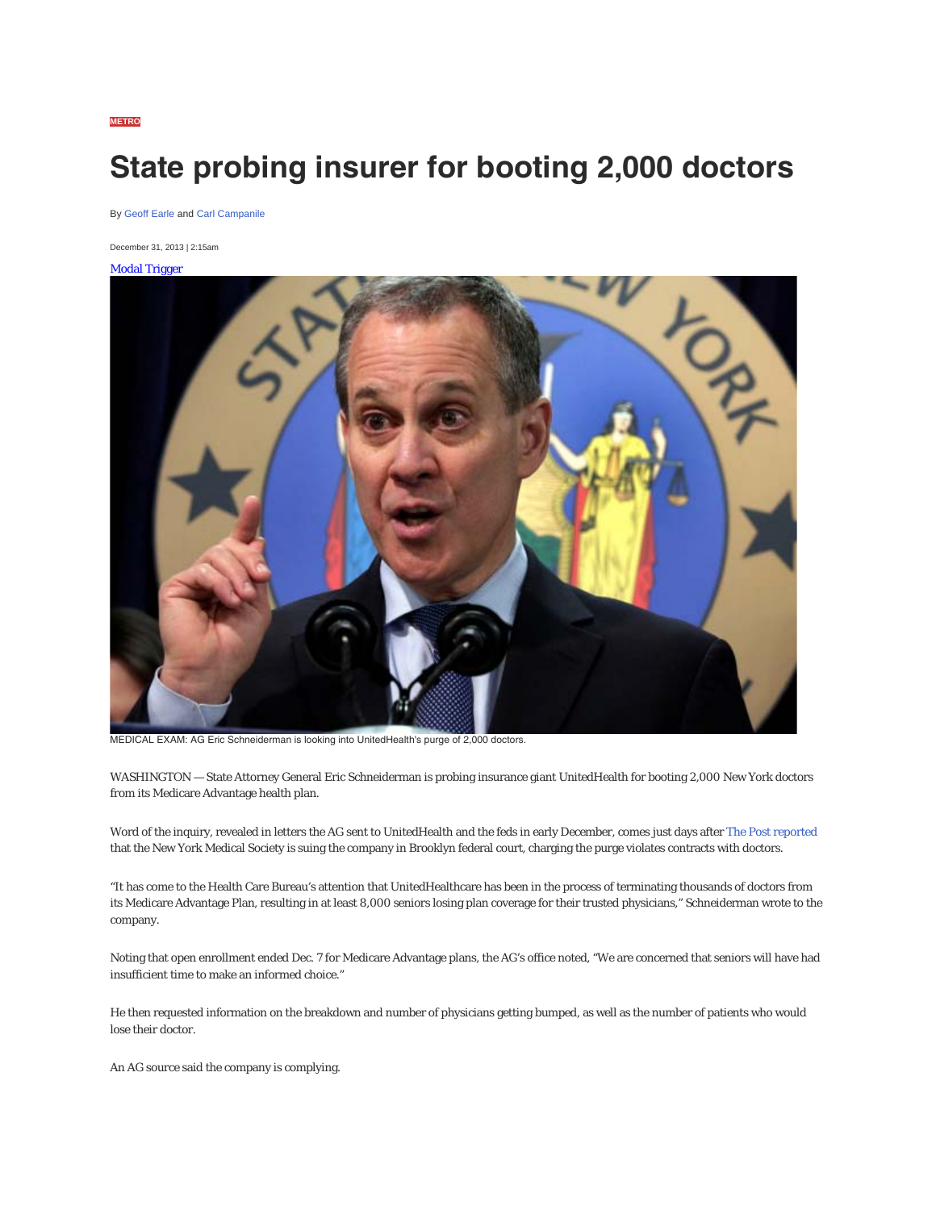METRO

# State probing insurer for booting 2,000 doctors

By Geoff Earle and Carl Campanile

December 31, 2013 | 2:15am

Modal Trigger

MEDICAL EXAM: AG Eric Schneiderman is looking into UnitedHealth's purge of 2,000 doctors.

WASHINGTON — State Attorney General Eric Schneiderman is probing insurance giant UnitedHealth for booting 2,000 New York doctors from its Medicare Advantage health plan.

Word of the inquiry, revealed in letters the AG sent to UnitedHealth and the feds in early December, comes just days after The Post reported that the New York Medical Society is suing the company in Brooklyn federal court, charging the purge violates contracts with doctors.

"It has come to the Health Care Bureau's attention that UnitedHealthcare has been in the process of terminating thousands of doctors from its Medicare Advantage Plan, resulting in at least 8,000 seniors losing plan coverage for their trusted physicians," Schneiderman wrote to the company.

Noting that open enrollment ended Dec. 7 for Medicare Advantage plans, the AG's office noted, "We are concerned that seniors will have had insufficient time to make an informed choice."

He then requested information on the breakdown and number of physicians getting bumped, as well as the number of patients who would lose their doctor.

An AG source said the company is complying.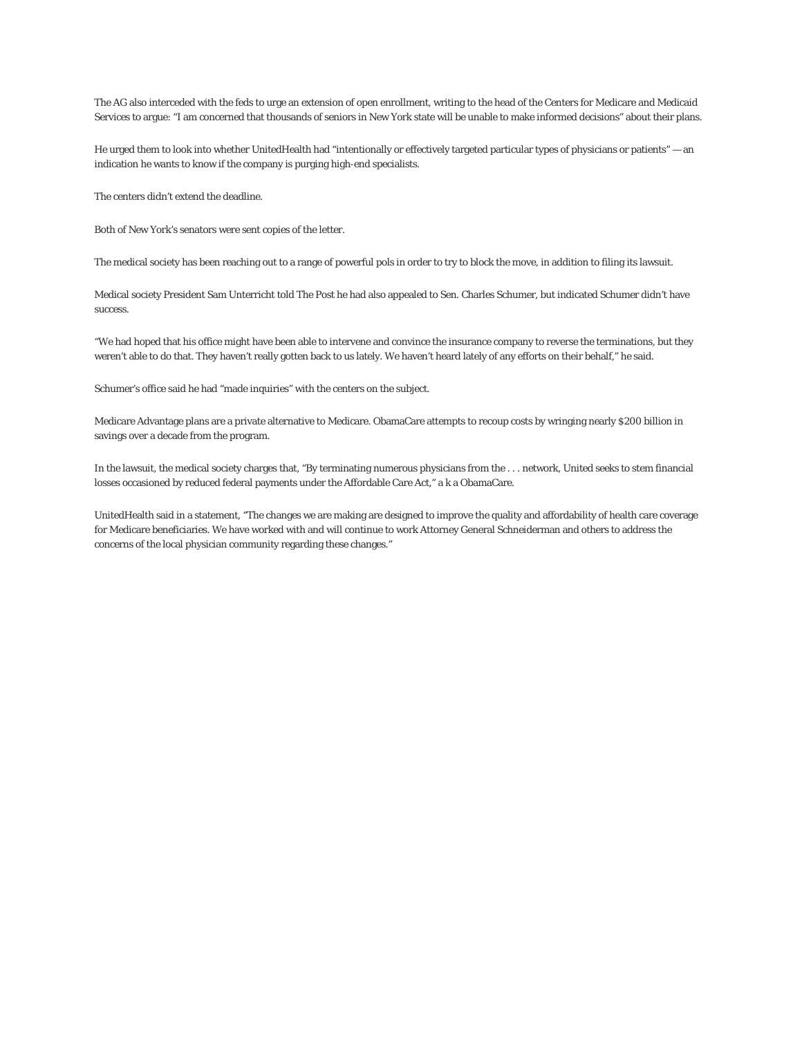The AG also interceded with the feds to urge an extension of open enrollment, writing to the head of the Centers for Medicare and Medicaid Services to argue: “I am concerned that thousands of seniors in New York state will be unable to make informed decisions” about their plans.

He urged them to look into whether UnitedHealth had “intentionally or effectively targeted particular types of physicians or patients” — an indication he wants to know if the company is purging high-end specialists.

The centers didn’t extend the deadline.

Both of New York’s senators were sent copies of the letter.

The medical society has been reaching out to a range of powerful pols in order to try to block the move, in addition to filing its lawsuit.

Medical society President Sam Unterricht told The Post he had also appealed to Sen. Charles Schumer, but indicated Schumer didn’t have success.

“We had hoped that his office might have been able to intervene and convince the insurance company to reverse the terminations, but they weren’t able to do that. They haven’t really gotten back to us lately. We haven’t heard lately of any efforts on their behalf,” he said.

Schumer’s office said he had “made inquiries” with the centers on the subject.

Medicare Advantage plans are a private alternative to Medicare. ObamaCare attempts to recoup costs by wringing nearly $200 billion in savings over a decade from the program.

In the lawsuit, the medical society charges that, “By terminating numerous physicians from the . . . network, United seeks to stem financial losses occasioned by reduced federal payments under the Affordable Care Act,” a k a ObamaCare.

UnitedHealth said in a statement, “The changes we are making are designed to improve the quality and affordability of health care coverage for Medicare beneficiaries. We have worked with and will continue to work Attorney General Schneiderman and others to address the concerns of the local physician community regarding these changes.”